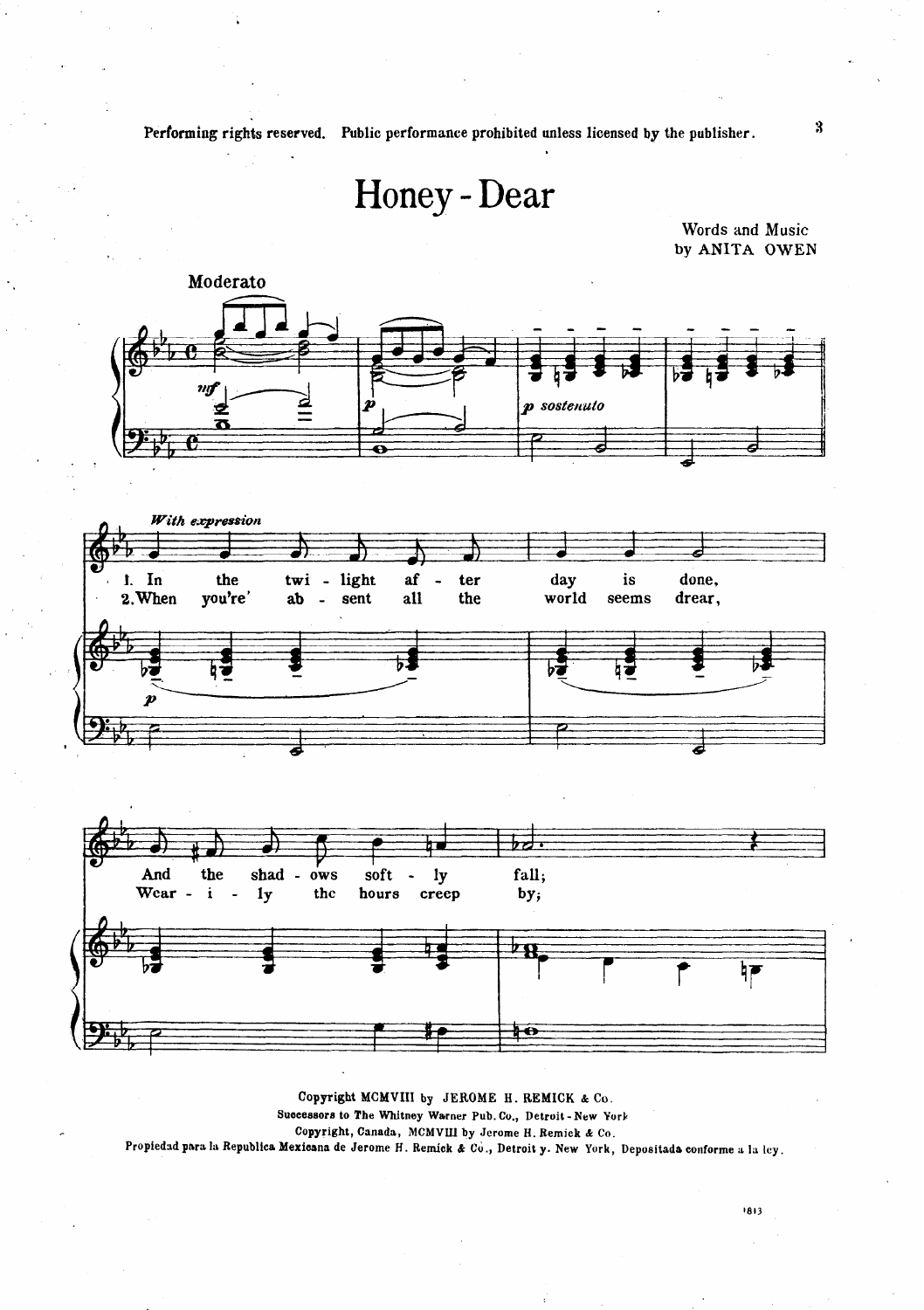Performing rights reserved. Public performance prohibited unless licensed by the publisher.

# Honey - Dear

Words and Music
by ANITA OWEN

Moderato

*mf*

*p*

*p sostenuto*

*With expression*

1. In the twi - light af - ter day is done,
2. When you're' ab - sent all the world seems drear,

*p*

And the shad - ows soft - ly fall;
Wear - i - ly the hours creep by;

Copyright MCMVIII by JEROME H. REMICK & Co.
Successors to The Whitney Warner Pub. Co., Detroit - New York
Copyright, Canada, MCMVIII by Jerome H. Remick & Co.
Propiedad para la Republica Mexicana de Jerome H. Remick & Co., Detroit y. New York, Depositada conforme a la ley.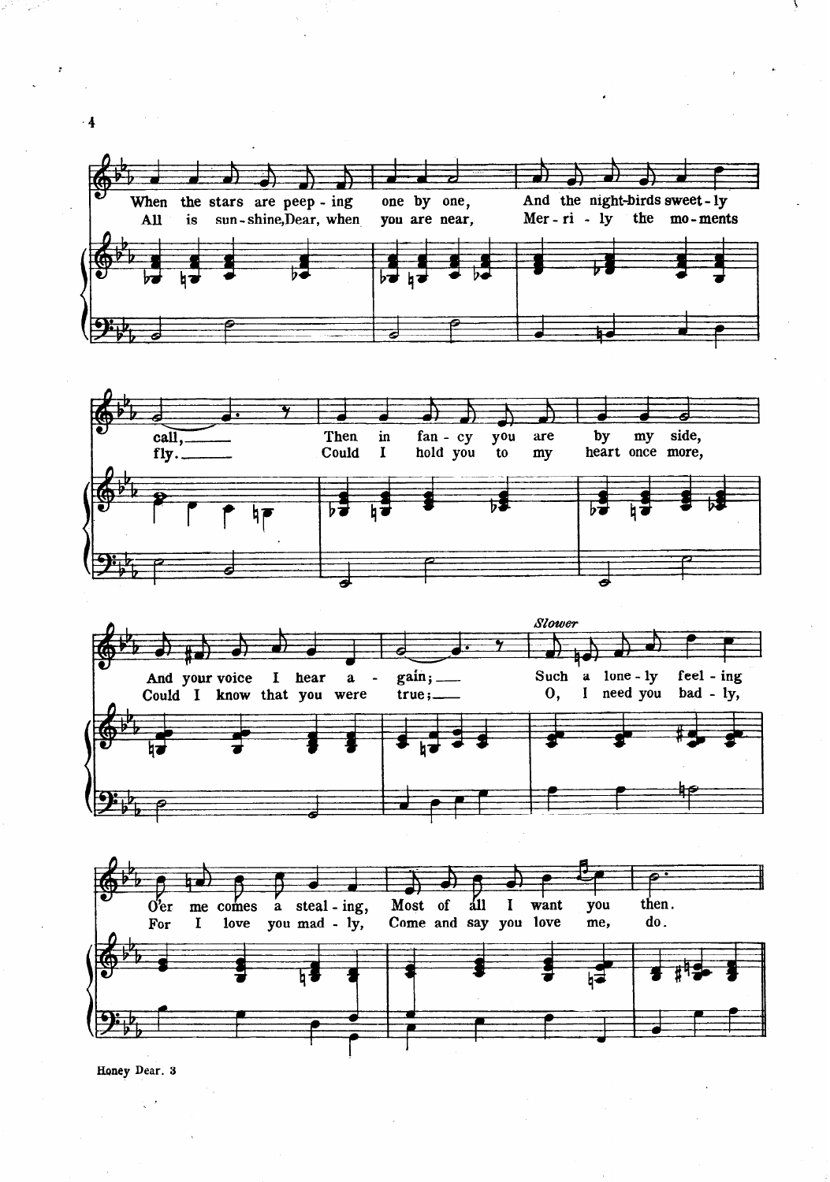When the stars are peep - ing one by one, And the night-birds sweet - ly call, Then in fan - cy you are by my side, And your voice I hear a - gain; Such a lone - ly feel - ing O'er me comes a steal - ing, Most of all I want you then.

All is sun - shine, Dear, when you are near, Mer - ri - ly the mo - ments fly. Could I hold you to my heart once more, Could I know that you were true; O, I need you bad - ly, For I love you mad - ly, Come and say you love me, do.

*Slower*

Honey Dear. 3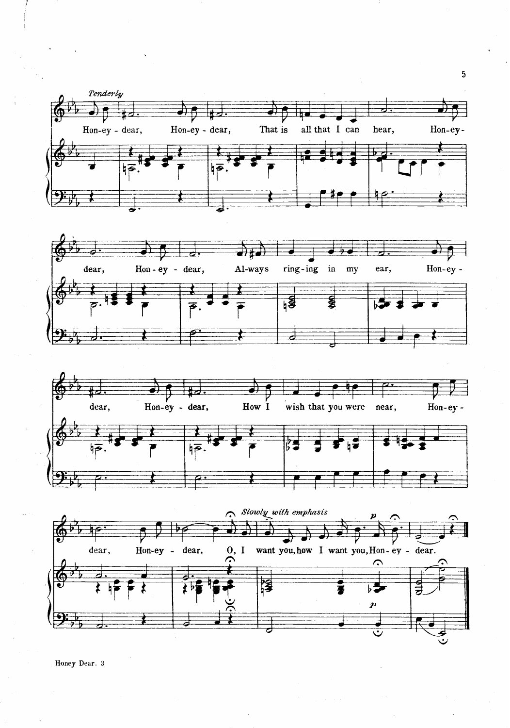*Tenderly*

Hon-ey - dear, Hon-ey - dear, That is all that I can hear, Hon-ey-

dear, Hon-ey - dear, Al-ways ring-ing in my ear, Hon-ey -

dear, Hon-ey - dear, How I wish that you were near, Hon-ey -

dear, Hon-ey - dear, O, I want you, how I want you, Hon - ey - dear.

*Slowly with emphasis*

*p*

*p*

Honey Dear. 3